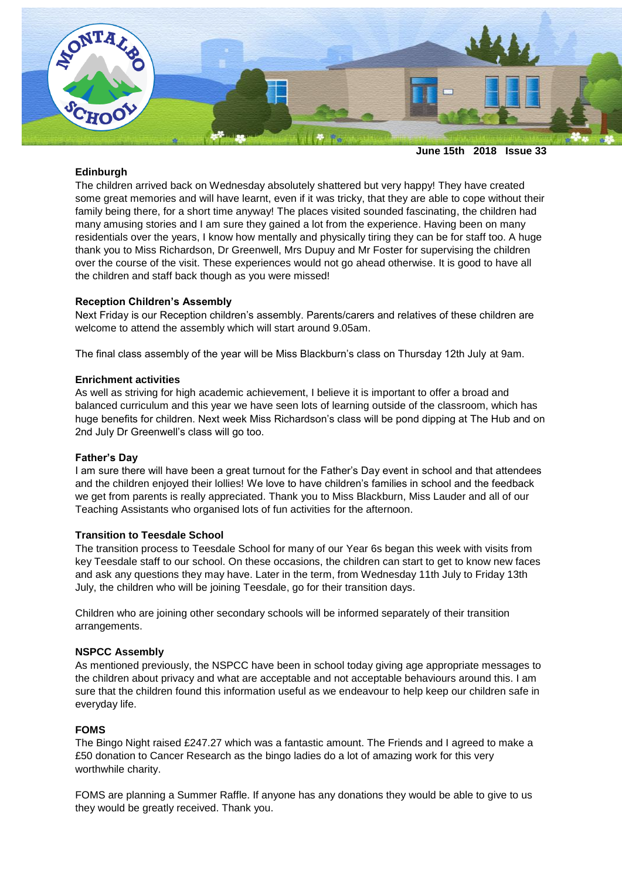June 15th 2018 Issue 33

**Edinburgh**
The children arrived back on Wednesday absolutely shattered but very happy! They have created some great memories and will have learnt, even if it was tricky, that they are able to cope without their family being there, for a short time anyway! The places visited sounded fascinating, the children had many amusing stories and I am sure they gained a lot from the experience. Having been on many residentials over the years, I know how mentally and physically tiring they can be for staff too. A huge thank you to Miss Richardson, Dr Greenwell, Mrs Dupuy and Mr Foster for supervising the children over the course of the visit. These experiences would not go ahead otherwise. It is good to have all the children and staff back though as you were missed!

**Reception Children's Assembly**
Next Friday is our Reception children's assembly. Parents/carers and relatives of these children are welcome to attend the assembly which will start around 9.05am.

The final class assembly of the year will be Miss Blackburn's class on Thursday 12th July at 9am.

**Enrichment activities**
As well as striving for high academic achievement, I believe it is important to offer a broad and balanced curriculum and this year we have seen lots of learning outside of the classroom, which has huge benefits for children. Next week Miss Richardson's class will be pond dipping at The Hub and on 2nd July Dr Greenwell's class will go too.

**Father's Day**
I am sure there will have been a great turnout for the Father's Day event in school and that attendees and the children enjoyed their lollies! We love to have children's families in school and the feedback we get from parents is really appreciated. Thank you to Miss Blackburn, Miss Lauder and all of our Teaching Assistants who organised lots of fun activities for the afternoon.

**Transition to Teesdale School**
The transition process to Teesdale School for many of our Year 6s began this week with visits from key Teesdale staff to our school. On these occasions, the children can start to get to know new faces and ask any questions they may have. Later in the term, from Wednesday 11th July to Friday 13th July, the children who will be joining Teesdale, go for their transition days.

Children who are joining other secondary schools will be informed separately of their transition arrangements.

**NSPCC Assembly**
As mentioned previously, the NSPCC have been in school today giving age appropriate messages to the children about privacy and what are acceptable and not acceptable behaviours around this. I am sure that the children found this information useful as we endeavour to help keep our children safe in everyday life.

**FOMS**
The Bingo Night raised £247.27 which was a fantastic amount. The Friends and I agreed to make a £50 donation to Cancer Research as the bingo ladies do a lot of amazing work for this very worthwhile charity.

FOMS are planning a Summer Raffle. If anyone has any donations they would be able to give to us they would be greatly received. Thank you.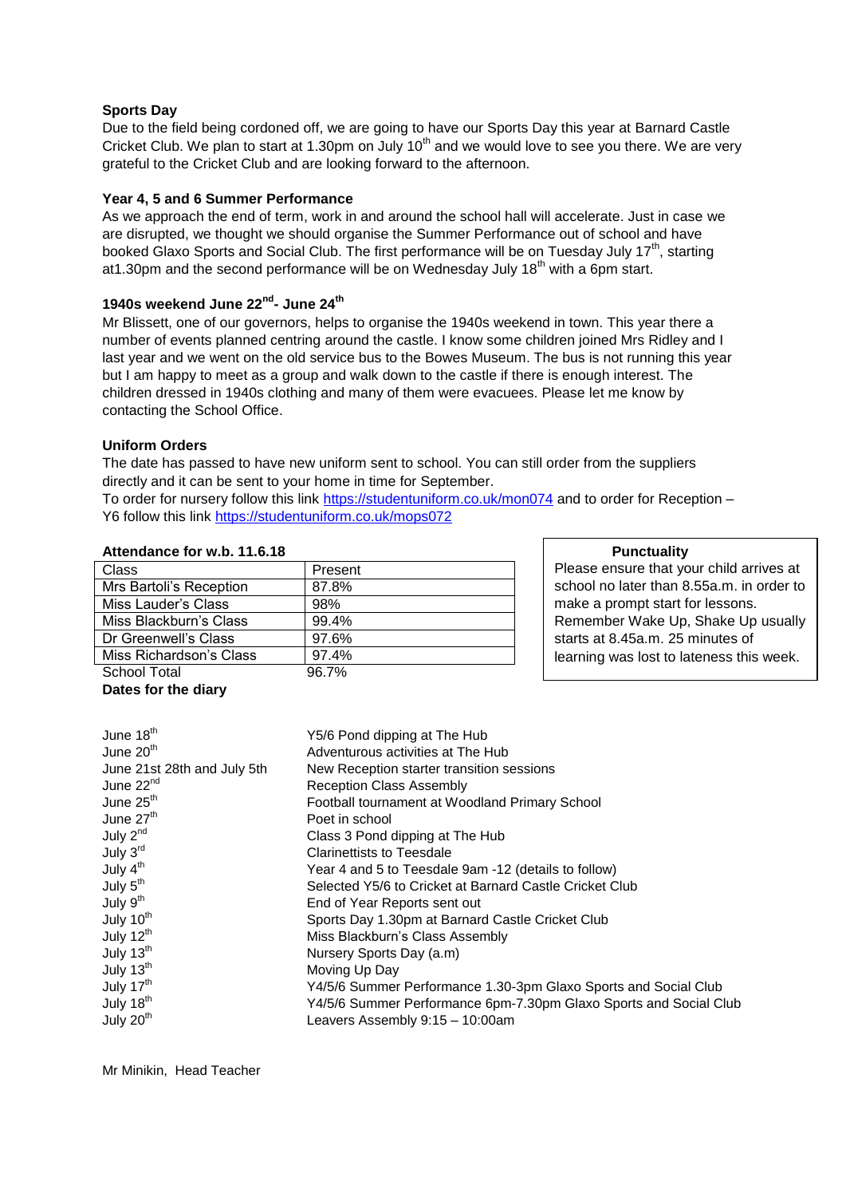### Sports Day

Due to the field being cordoned off, we are going to have our Sports Day this year at Barnard Castle Cricket Club. We plan to start at 1.30pm on July 10th and we would love to see you there. We are very grateful to the Cricket Club and are looking forward to the afternoon.

### Year 4, 5 and 6 Summer Performance

As we approach the end of term, work in and around the school hall will accelerate. Just in case we are disrupted, we thought we should organise the Summer Performance out of school and have booked Glaxo Sports and Social Club. The first performance will be on Tuesday July 17th, starting at1.30pm and the second performance will be on Wednesday July 18th with a 6pm start.

### 1940s weekend June 22nd- June 24th

Mr Blissett, one of our governors, helps to organise the 1940s weekend in town. This year there a number of events planned centring around the castle. I know some children joined Mrs Ridley and I last year and we went on the old service bus to the Bowes Museum. The bus is not running this year but I am happy to meet as a group and walk down to the castle if there is enough interest. The children dressed in 1940s clothing and many of them were evacuees. Please let me know by contacting the School Office.

### Uniform Orders

The date has passed to have new uniform sent to school. You can still order from the suppliers directly and it can be sent to your home in time for September.

To order for nursery follow this link https://studentuniform.co.uk/mon074 and to order for Reception – Y6 follow this link https://studentuniform.co.uk/mops072

### Attendance for w.b. 11.6.18

| Class | Present |
|---|---|
| Mrs Bartoli's Reception | 87.8% |
| Miss Lauder's Class | 98% |
| Miss Blackburn's Class | 99.4% |
| Dr Greenwell's Class | 97.6% |
| Miss Richardson's Class | 97.4% |
| School Total | 96.7% |

### Punctuality

Please ensure that your child arrives at school no later than 8.55a.m. in order to make a prompt start for lessons. Remember Wake Up, Shake Up usually starts at 8.45a.m. 25 minutes of learning was lost to lateness this week.

### Dates for the diary

| | |
|---|---|
| June 18th | Y5/6 Pond dipping at The Hub |
| June 20th | Adventurous activities at The Hub |
| June 21st 28th and July 5th | New Reception starter transition sessions |
| June 22nd | Reception Class Assembly |
| June 25th | Football tournament at Woodland Primary School |
| June 27th | Poet in school |
| July 2nd | Class 3 Pond dipping at The Hub |
| July 3rd | Clarinettists to Teesdale |
| July 4th | Year 4 and 5 to Teesdale 9am -12 (details to follow) |
| July 5th | Selected Y5/6 to Cricket at Barnard Castle Cricket Club |
| July 9th | End of Year Reports sent out |
| July 10th | Sports Day 1.30pm at Barnard Castle Cricket Club |
| July 12th | Miss Blackburn's Class Assembly |
| July 13th | Nursery Sports Day (a.m) |
| July 13th | Moving Up Day |
| July 17th | Y4/5/6 Summer Performance 1.30-3pm Glaxo Sports and Social Club |
| July 18th | Y4/5/6 Summer Performance 6pm-7.30pm Glaxo Sports and Social Club |
| July 20th | Leavers Assembly 9:15 – 10:00am |

Mr Minikin, Head Teacher